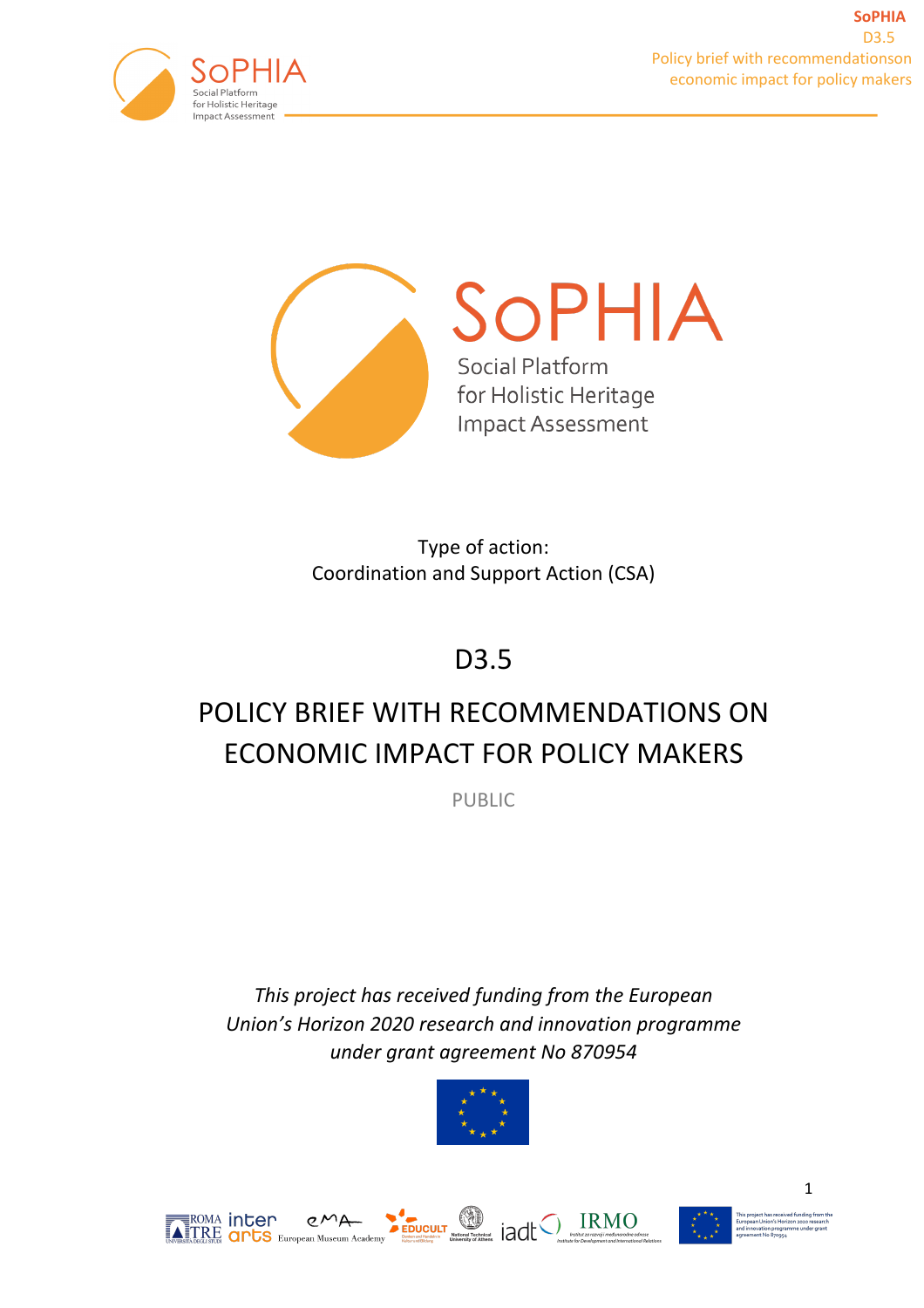# SoPHIA

Social Platform
for Holistic Heritage
Impact Assessment

Type of action:
Coordination and Support Action (CSA)

## D3.5

## POLICY BRIEF WITH RECOMMENDATIONS ON ECONOMIC IMPACT FOR POLICY MAKERS

PUBLIC

*This project has received funding from the European Union's Horizon 2020 research and innovation programme under grant agreement No 870954*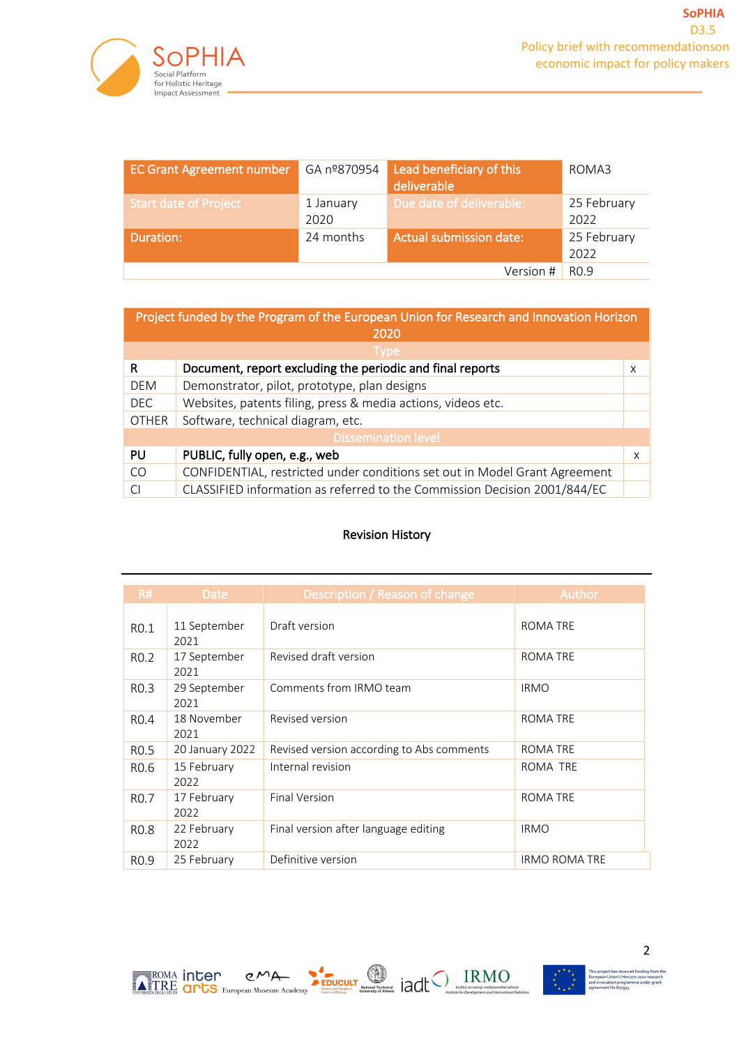| EC Grant Agreement number | GA nº870954 | Lead beneficiary of this deliverable | ROMA3 |
|---|---|---|---|
| Start date of Project | 1 January 2020 | Due date of deliverable: | 25 February 2022 |
| Duration: | 24 months | Actual submission date: | 25 February 2022 |
| | | Version # | R0.9 |

| Project funded by the Program of the European Union for Research and Innovation Horizon 2020 | | |
|---|---|---|
| **Type** | | |
| **R** | **Document, report excluding the periodic and final reports** | x |
| DEM | Demonstrator, pilot, prototype, plan designs | |
| DEC | Websites, patents filing, press & media actions, videos etc. | |
| OTHER | Software, technical diagram, etc. | |
| **Dissemination level** | | |
| **PU** | **PUBLIC, fully open, e.g., web** | x |
| CO | CONFIDENTIAL, restricted under conditions set out in Model Grant Agreement | |
| CI | CLASSIFIED information as referred to the Commission Decision 2001/844/EC | |

## Revision History

| R# | Date | Description / Reason of change | Author |
|---|---|---|---|
| R0.1 | 11 September 2021 | Draft version | ROMA TRE |
| R0.2 | 17 September 2021 | Revised draft version | ROMA TRE |
| R0.3 | 29 September 2021 | Comments from IRMO team | IRMO |
| R0.4 | 18 November 2021 | Revised version | ROMA TRE |
| R0.5 | 20 January 2022 | Revised version according to Abs comments | ROMA TRE |
| R0.6 | 15 February 2022 | Internal revision | ROMA TRE |
| R0.7 | 17 February 2022 | Final Version | ROMA TRE |
| R0.8 | 22 February 2022 | Final version after language editing | IRMO |
| R0.9 | 25 February | Definitive version | IRMO ROMA TRE |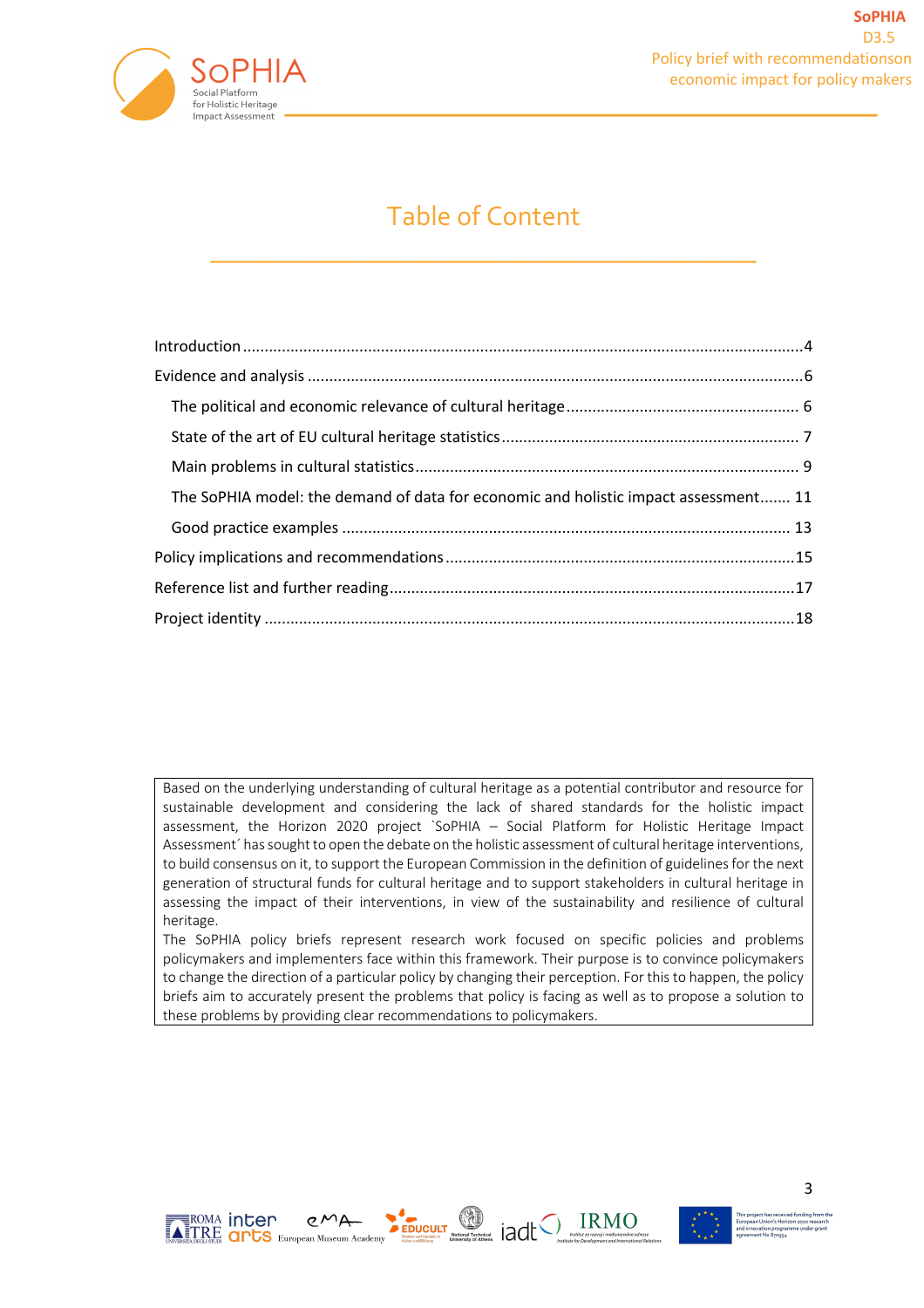# Table of Content

Introduction ....................................................................................................................4

Evidence and analysis ......................................................................................................6

- The political and economic relevance of cultural heritage ........................................ 6
- State of the art of EU cultural heritage statistics ........................................................ 7
- Main problems in cultural statistics............................................................................ 9
- The SoPHIA model: the demand of data for economic and holistic impact assessment....... 11
- Good practice examples ............................................................................................ 13

Policy implications and recommendations .....................................................................15

Reference list and further reading...................................................................................17

Project identity ................................................................................................................18

Based on the underlying understanding of cultural heritage as a potential contributor and resource for sustainable development and considering the lack of shared standards for the holistic impact assessment, the Horizon 2020 project `SoPHIA – Social Platform for Holistic Heritage Impact Assessment´ has sought to open the debate on the holistic assessment of cultural heritage interventions, to build consensus on it, to support the European Commission in the definition of guidelines for the next generation of structural funds for cultural heritage and to support stakeholders in cultural heritage in assessing the impact of their interventions, in view of the sustainability and resilience of cultural heritage.

The SoPHIA policy briefs represent research work focused on specific policies and problems policymakers and implementers face within this framework. Their purpose is to convince policymakers to change the direction of a particular policy by changing their perception. For this to happen, the policy briefs aim to accurately present the problems that policy is facing as well as to propose a solution to these problems by providing clear recommendations to policymakers.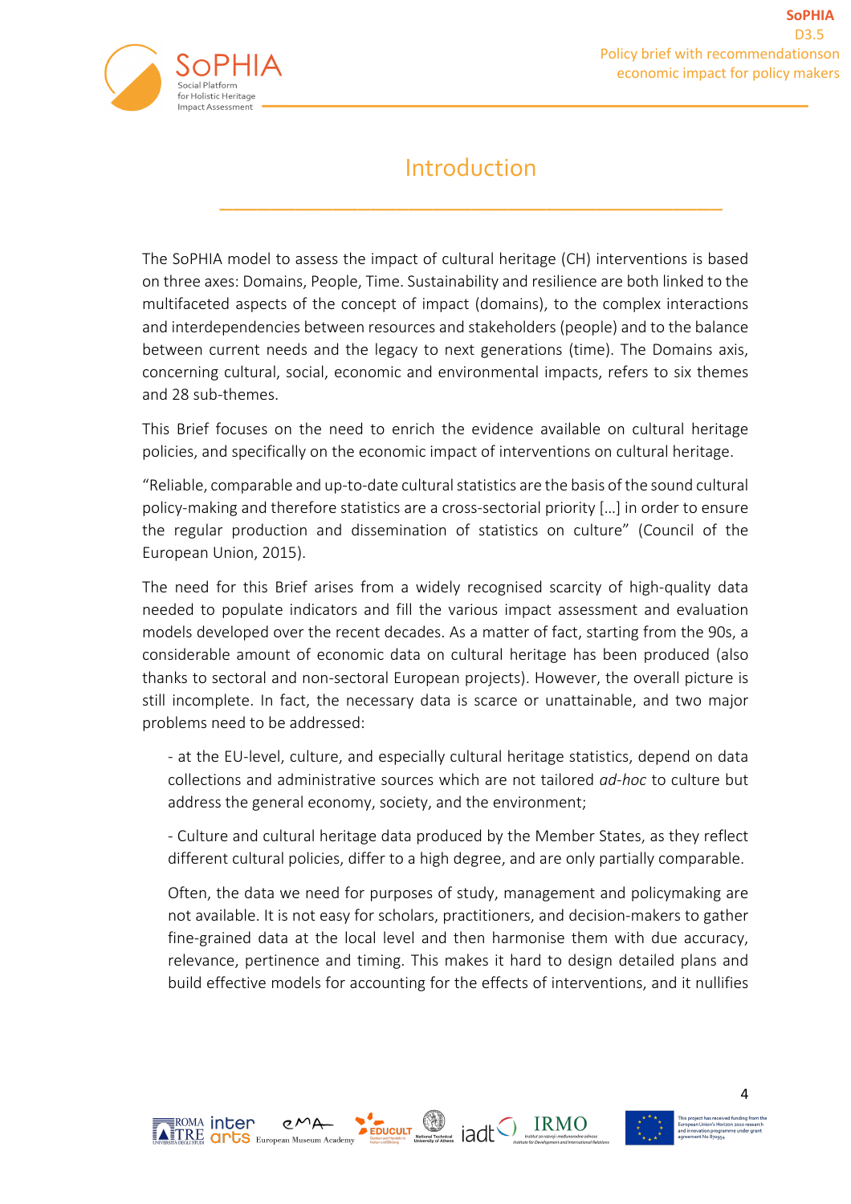# Introduction

The SoPHIA model to assess the impact of cultural heritage (CH) interventions is based on three axes: Domains, People, Time. Sustainability and resilience are both linked to the multifaceted aspects of the concept of impact (domains), to the complex interactions and interdependencies between resources and stakeholders (people) and to the balance between current needs and the legacy to next generations (time). The Domains axis, concerning cultural, social, economic and environmental impacts, refers to six themes and 28 sub-themes.

This Brief focuses on the need to enrich the evidence available on cultural heritage policies, and specifically on the economic impact of interventions on cultural heritage.

"Reliable, comparable and up-to-date cultural statistics are the basis of the sound cultural policy-making and therefore statistics are a cross-sectorial priority [...] in order to ensure the regular production and dissemination of statistics on culture" (Council of the European Union, 2015).

The need for this Brief arises from a widely recognised scarcity of high-quality data needed to populate indicators and fill the various impact assessment and evaluation models developed over the recent decades. As a matter of fact, starting from the 90s, a considerable amount of economic data on cultural heritage has been produced (also thanks to sectoral and non-sectoral European projects). However, the overall picture is still incomplete. In fact, the necessary data is scarce or unattainable, and two major problems need to be addressed:

- at the EU-level, culture, and especially cultural heritage statistics, depend on data collections and administrative sources which are not tailored *ad-hoc* to culture but address the general economy, society, and the environment;
- Culture and cultural heritage data produced by the Member States, as they reflect different cultural policies, differ to a high degree, and are only partially comparable.

Often, the data we need for purposes of study, management and policymaking are not available. It is not easy for scholars, practitioners, and decision-makers to gather fine-grained data at the local level and then harmonise them with due accuracy, relevance, pertinence and timing. This makes it hard to design detailed plans and build effective models for accounting for the effects of interventions, and it nullifies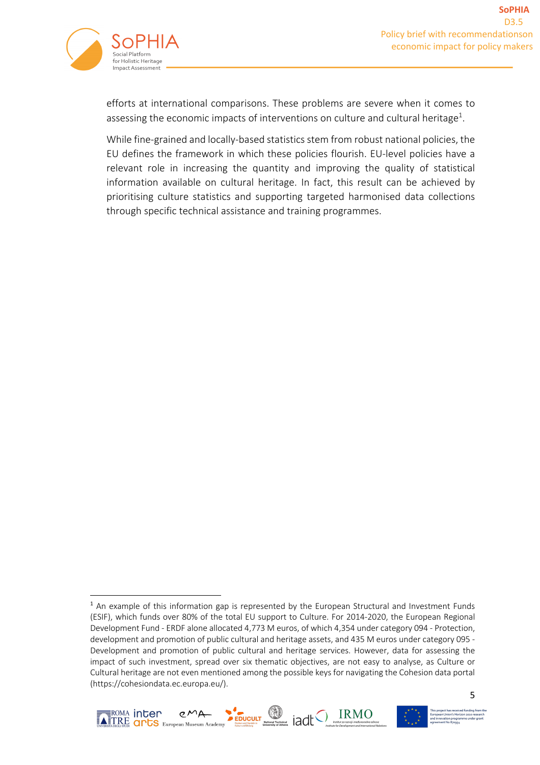efforts at international comparisons. These problems are severe when it comes to assessing the economic impacts of interventions on culture and cultural heritage[1].

While fine-grained and locally-based statistics stem from robust national policies, the EU defines the framework in which these policies flourish. EU-level policies have a relevant role in increasing the quantity and improving the quality of statistical information available on cultural heritage. In fact, this result can be achieved by prioritising culture statistics and supporting targeted harmonised data collections through specific technical assistance and training programmes.

[1] An example of this information gap is represented by the European Structural and Investment Funds (ESIF), which funds over 80% of the total EU support to Culture. For 2014-2020, the European Regional Development Fund - ERDF alone allocated 4,773 M euros, of which 4,354 under category 094 - Protection, development and promotion of public cultural and heritage assets, and 435 M euros under category 095 - Development and promotion of public cultural and heritage services. However, data for assessing the impact of such investment, spread over six thematic objectives, are not easy to analyse, as Culture or Cultural heritage are not even mentioned among the possible keys for navigating the Cohesion data portal (https://cohesiondata.ec.europa.eu/).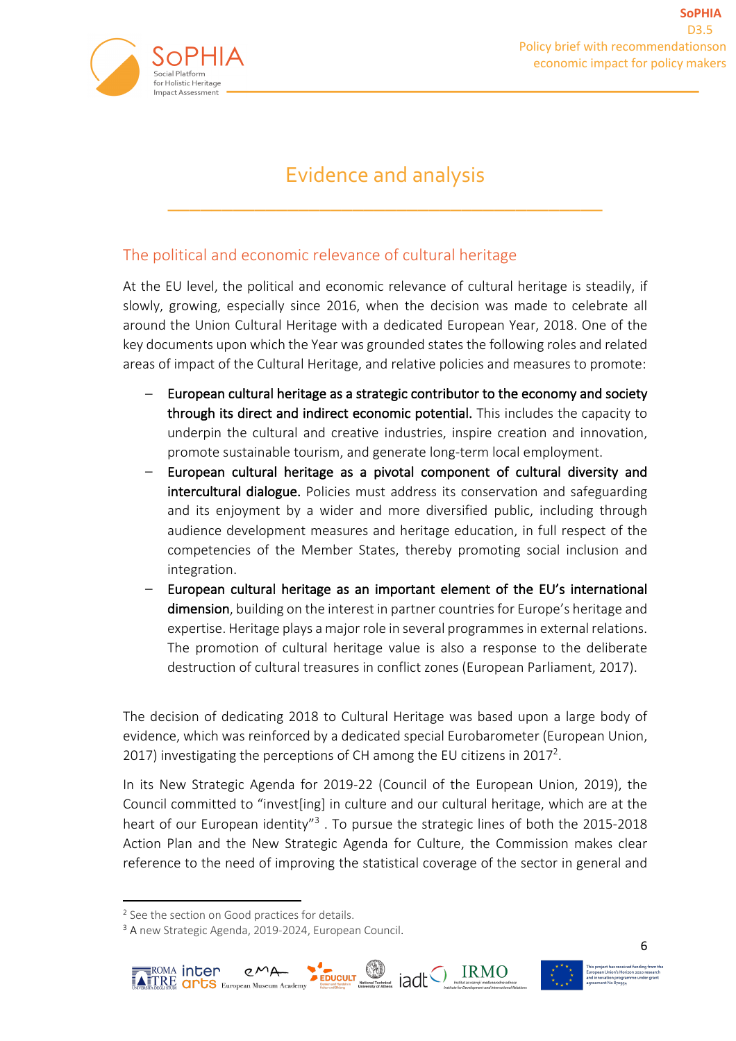# Evidence and analysis

## The political and economic relevance of cultural heritage

At the EU level, the political and economic relevance of cultural heritage is steadily, if slowly, growing, especially since 2016, when the decision was made to celebrate all around the Union Cultural Heritage with a dedicated European Year, 2018. One of the key documents upon which the Year was grounded states the following roles and related areas of impact of the Cultural Heritage, and relative policies and measures to promote:

- **European cultural heritage as a strategic contributor to the economy and society through its direct and indirect economic potential.** This includes the capacity to underpin the cultural and creative industries, inspire creation and innovation, promote sustainable tourism, and generate long-term local employment.
- **European cultural heritage as a pivotal component of cultural diversity and intercultural dialogue.** Policies must address its conservation and safeguarding and its enjoyment by a wider and more diversified public, including through audience development measures and heritage education, in full respect of the competencies of the Member States, thereby promoting social inclusion and integration.
- **European cultural heritage as an important element of the EU's international dimension**, building on the interest in partner countries for Europe's heritage and expertise. Heritage plays a major role in several programmes in external relations. The promotion of cultural heritage value is also a response to the deliberate destruction of cultural treasures in conflict zones (European Parliament, 2017).

The decision of dedicating 2018 to Cultural Heritage was based upon a large body of evidence, which was reinforced by a dedicated special Eurobarometer (European Union, 2017) investigating the perceptions of CH among the EU citizens in 2017[2].

In its New Strategic Agenda for 2019-22 (Council of the European Union, 2019), the Council committed to "invest[ing] in culture and our cultural heritage, which are at the heart of our European identity"[3] . To pursue the strategic lines of both the 2015-2018 Action Plan and the New Strategic Agenda for Culture, the Commission makes clear reference to the need of improving the statistical coverage of the sector in general and

[2] See the section on Good practices for details.

[3] A new Strategic Agenda, 2019-2024, European Council.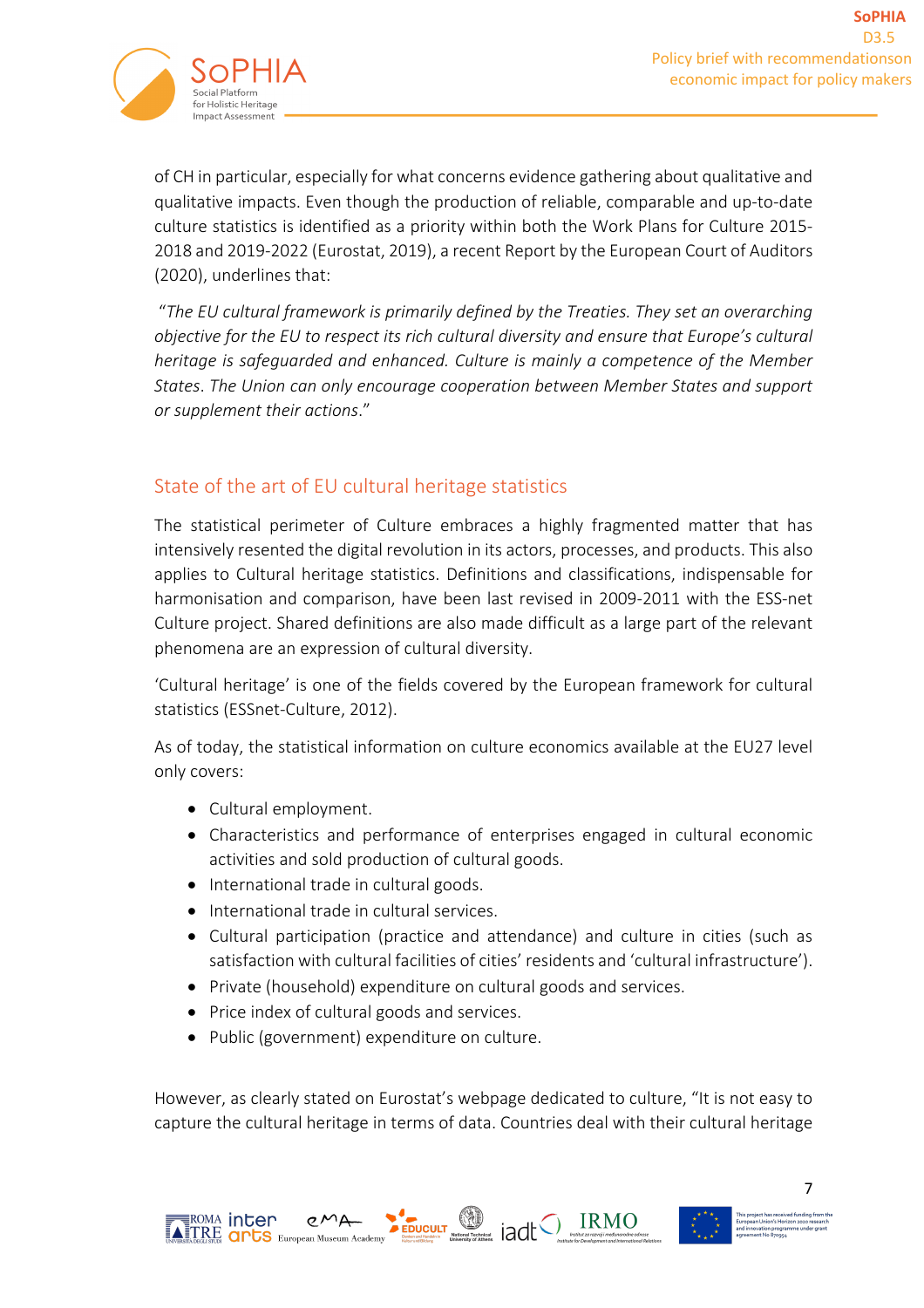of CH in particular, especially for what concerns evidence gathering about qualitative and qualitative impacts. Even though the production of reliable, comparable and up-to-date culture statistics is identified as a priority within both the Work Plans for Culture 2015-2018 and 2019-2022 (Eurostat, 2019), a recent Report by the European Court of Auditors (2020), underlines that:

*"The EU cultural framework is primarily defined by the Treaties. They set an overarching objective for the EU to respect its rich cultural diversity and ensure that Europe's cultural heritage is safeguarded and enhanced. Culture is mainly a competence of the Member States. The Union can only encourage cooperation between Member States and support or supplement their actions."*

## State of the art of EU cultural heritage statistics

The statistical perimeter of Culture embraces a highly fragmented matter that has intensively resented the digital revolution in its actors, processes, and products. This also applies to Cultural heritage statistics. Definitions and classifications, indispensable for harmonisation and comparison, have been last revised in 2009-2011 with the ESS-net Culture project. Shared definitions are also made difficult as a large part of the relevant phenomena are an expression of cultural diversity.

'Cultural heritage' is one of the fields covered by the European framework for cultural statistics (ESSnet-Culture, 2012).

As of today, the statistical information on culture economics available at the EU27 level only covers:

- Cultural employment.
- Characteristics and performance of enterprises engaged in cultural economic activities and sold production of cultural goods.
- International trade in cultural goods.
- International trade in cultural services.
- Cultural participation (practice and attendance) and culture in cities (such as satisfaction with cultural facilities of cities' residents and 'cultural infrastructure').
- Private (household) expenditure on cultural goods and services.
- Price index of cultural goods and services.
- Public (government) expenditure on culture.

However, as clearly stated on Eurostat's webpage dedicated to culture, "It is not easy to capture the cultural heritage in terms of data. Countries deal with their cultural heritage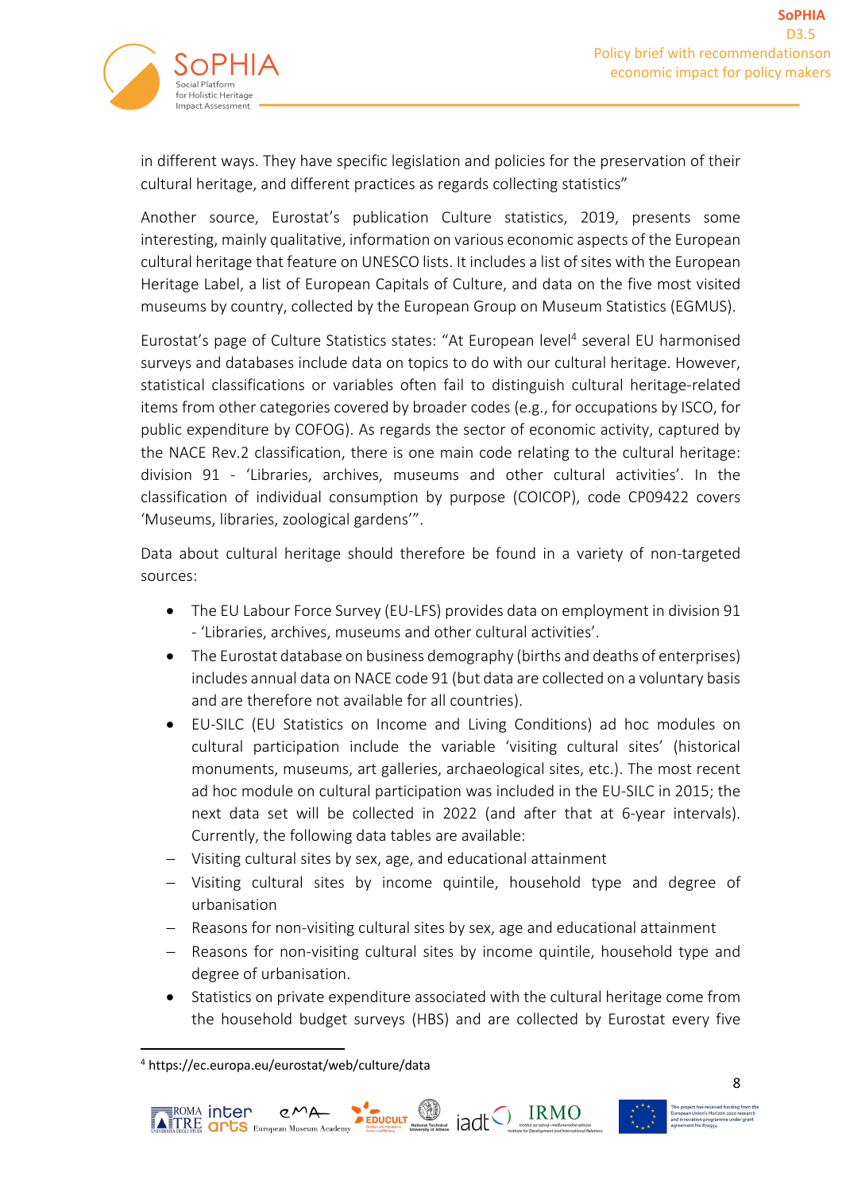in different ways. They have specific legislation and policies for the preservation of their cultural heritage, and different practices as regards collecting statistics"

Another source, Eurostat's publication Culture statistics, 2019, presents some interesting, mainly qualitative, information on various economic aspects of the European cultural heritage that feature on UNESCO lists. It includes a list of sites with the European Heritage Label, a list of European Capitals of Culture, and data on the five most visited museums by country, collected by the European Group on Museum Statistics (EGMUS).

Eurostat's page of Culture Statistics states: "At European level[4] several EU harmonised surveys and databases include data on topics to do with our cultural heritage. However, statistical classifications or variables often fail to distinguish cultural heritage-related items from other categories covered by broader codes (e.g., for occupations by ISCO, for public expenditure by COFOG). As regards the sector of economic activity, captured by the NACE Rev.2 classification, there is one main code relating to the cultural heritage: division 91 - 'Libraries, archives, museums and other cultural activities'. In the classification of individual consumption by purpose (COICOP), code CP09422 covers 'Museums, libraries, zoological gardens'".

Data about cultural heritage should therefore be found in a variety of non-targeted sources:

- The EU Labour Force Survey (EU-LFS) provides data on employment in division 91 - 'Libraries, archives, museums and other cultural activities'.
- The Eurostat database on business demography (births and deaths of enterprises) includes annual data on NACE code 91 (but data are collected on a voluntary basis and are therefore not available for all countries).
- EU-SILC (EU Statistics on Income and Living Conditions) ad hoc modules on cultural participation include the variable 'visiting cultural sites' (historical monuments, museums, art galleries, archaeological sites, etc.). The most recent ad hoc module on cultural participation was included in the EU-SILC in 2015; the next data set will be collected in 2022 (and after that at 6-year intervals). Currently, the following data tables are available:
  - Visiting cultural sites by sex, age, and educational attainment
  - Visiting cultural sites by income quintile, household type and degree of urbanisation
  - Reasons for non-visiting cultural sites by sex, age and educational attainment
  - Reasons for non-visiting cultural sites by income quintile, household type and degree of urbanisation.
- Statistics on private expenditure associated with the cultural heritage come from the household budget surveys (HBS) and are collected by Eurostat every five

[4] https://ec.europa.eu/eurostat/web/culture/data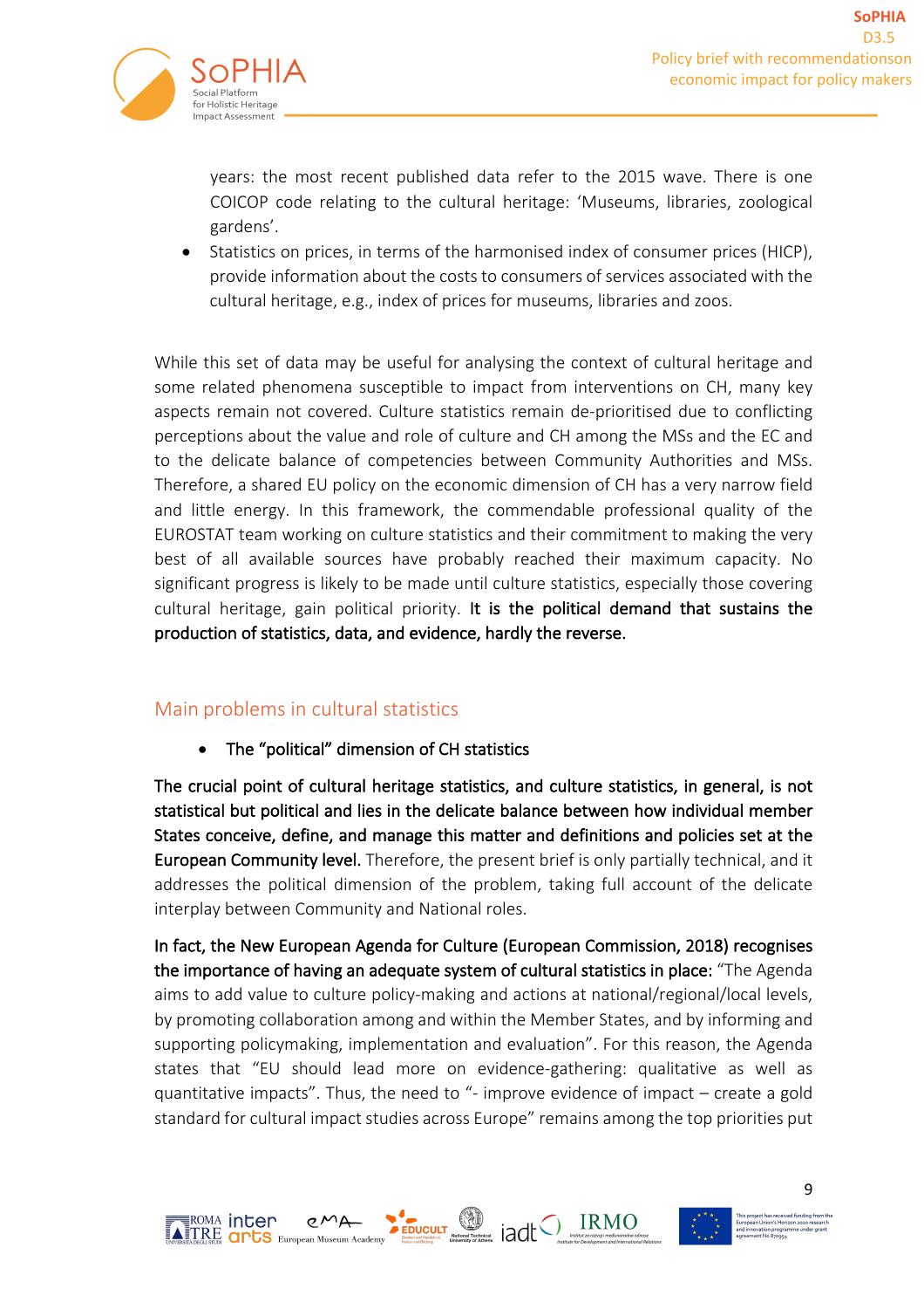years: the most recent published data refer to the 2015 wave. There is one COICOP code relating to the cultural heritage: 'Museums, libraries, zoological gardens'.

- Statistics on prices, in terms of the harmonised index of consumer prices (HICP), provide information about the costs to consumers of services associated with the cultural heritage, e.g., index of prices for museums, libraries and zoos.

While this set of data may be useful for analysing the context of cultural heritage and some related phenomena susceptible to impact from interventions on CH, many key aspects remain not covered. Culture statistics remain de-prioritised due to conflicting perceptions about the value and role of culture and CH among the MSs and the EC and to the delicate balance of competencies between Community Authorities and MSs. Therefore, a shared EU policy on the economic dimension of CH has a very narrow field and little energy. In this framework, the commendable professional quality of the EUROSTAT team working on culture statistics and their commitment to making the very best of all available sources have probably reached their maximum capacity. No significant progress is likely to be made until culture statistics, especially those covering cultural heritage, gain political priority. **It is the political demand that sustains the production of statistics, data, and evidence, hardly the reverse.**

## Main problems in cultural statistics

- **The "political" dimension of CH statistics**

**The crucial point of cultural heritage statistics, and culture statistics, in general, is not statistical but political and lies in the delicate balance between how individual member States conceive, define, and manage this matter and definitions and policies set at the European Community level.** Therefore, the present brief is only partially technical, and it addresses the political dimension of the problem, taking full account of the delicate interplay between Community and National roles.

**In fact, the New European Agenda for Culture (European Commission, 2018) recognises the importance of having an adequate system of cultural statistics in place:** "The Agenda aims to add value to culture policy-making and actions at national/regional/local levels, by promoting collaboration among and within the Member States, and by informing and supporting policymaking, implementation and evaluation". For this reason, the Agenda states that "EU should lead more on evidence-gathering: qualitative as well as quantitative impacts". Thus, the need to "- improve evidence of impact – create a gold standard for cultural impact studies across Europe" remains among the top priorities put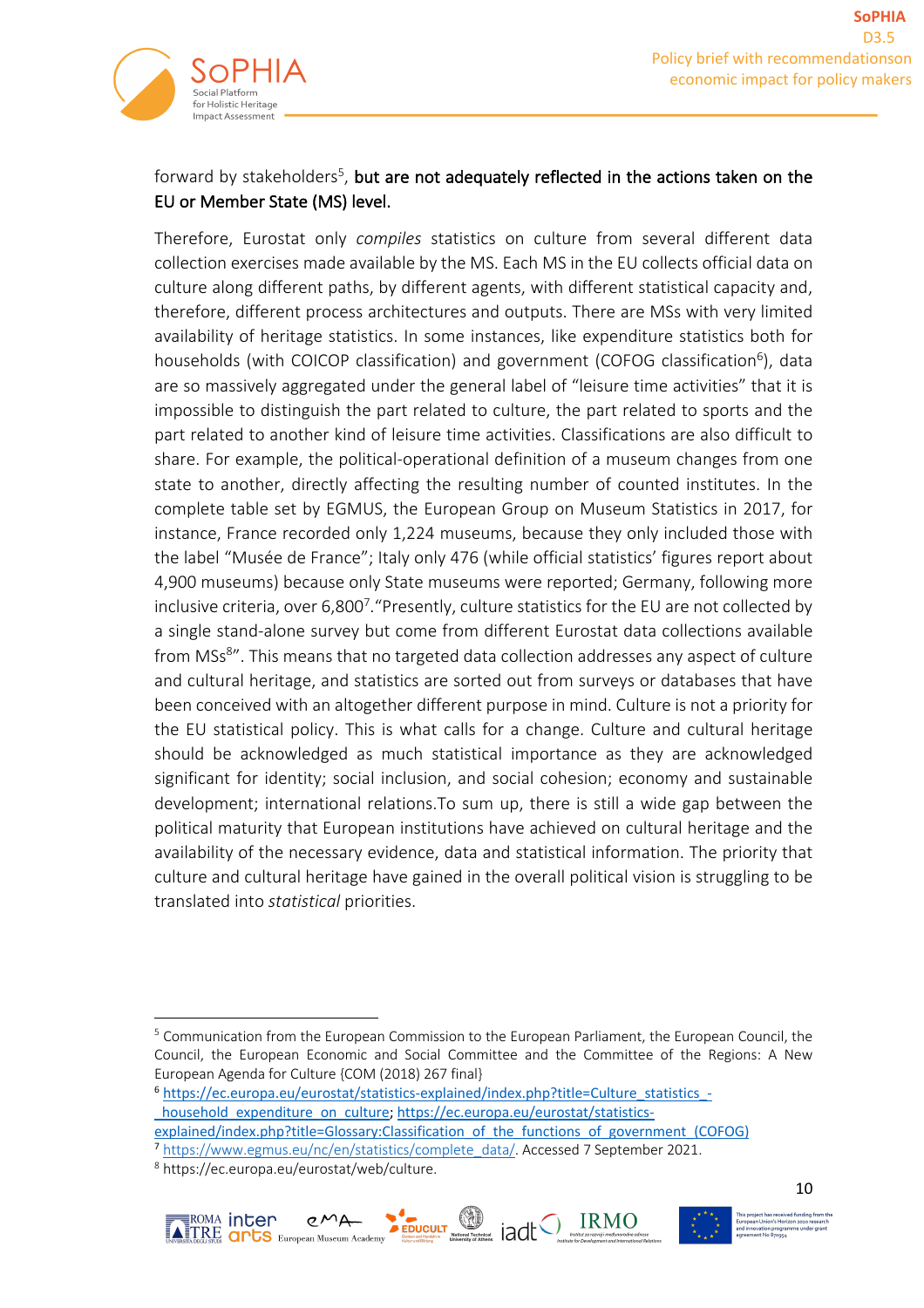forward by stakeholders[5], **but are not adequately reflected in the actions taken on the EU or Member State (MS) level.**

Therefore, Eurostat only *compiles* statistics on culture from several different data collection exercises made available by the MS. Each MS in the EU collects official data on culture along different paths, by different agents, with different statistical capacity and, therefore, different process architectures and outputs. There are MSs with very limited availability of heritage statistics. In some instances, like expenditure statistics both for households (with COICOP classification) and government (COFOG classification[6]), data are so massively aggregated under the general label of "leisure time activities" that it is impossible to distinguish the part related to culture, the part related to sports and the part related to another kind of leisure time activities. Classifications are also difficult to share. For example, the political-operational definition of a museum changes from one state to another, directly affecting the resulting number of counted institutes. In the complete table set by EGMUS, the European Group on Museum Statistics in 2017, for instance, France recorded only 1,224 museums, because they only included those with the label "Musée de France"; Italy only 476 (while official statistics' figures report about 4,900 museums) because only State museums were reported; Germany, following more inclusive criteria, over 6,800[7]."Presently, culture statistics for the EU are not collected by a single stand-alone survey but come from different Eurostat data collections available from MSs[8]". This means that no targeted data collection addresses any aspect of culture and cultural heritage, and statistics are sorted out from surveys or databases that have been conceived with an altogether different purpose in mind. Culture is not a priority for the EU statistical policy. This is what calls for a change. Culture and cultural heritage should be acknowledged as much statistical importance as they are acknowledged significant for identity; social inclusion, and social cohesion; economy and sustainable development; international relations.To sum up, there is still a wide gap between the political maturity that European institutions have achieved on cultural heritage and the availability of the necessary evidence, data and statistical information. The priority that culture and cultural heritage have gained in the overall political vision is struggling to be translated into *statistical* priorities.

---

[5] Communication from the European Commission to the European Parliament, the European Council, the Council, the European Economic and Social Committee and the Committee of the Regions: A New European Agenda for Culture {COM (2018) 267 final}

[6] https://ec.europa.eu/eurostat/statistics-explained/index.php?title=Culture_statistics_-_household_expenditure_on_culture; https://ec.europa.eu/eurostat/statistics-explained/index.php?title=Glossary:Classification_of_the_functions_of_government_(COFOG)

[7] https://www.egmus.eu/nc/en/statistics/complete_data/. Accessed 7 September 2021.

[8] https://ec.europa.eu/eurostat/web/culture.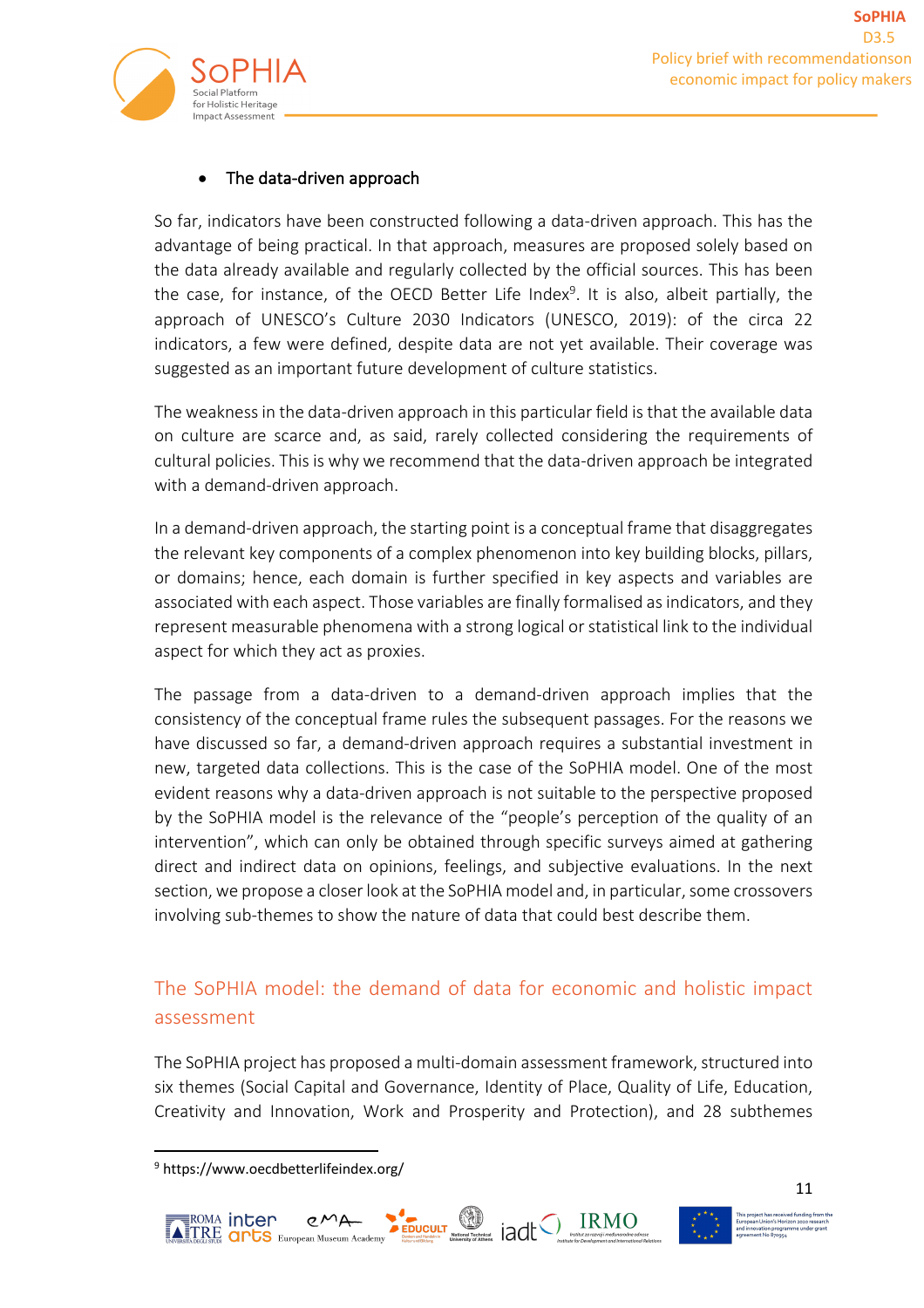- The data-driven approach

So far, indicators have been constructed following a data-driven approach. This has the advantage of being practical. In that approach, measures are proposed solely based on the data already available and regularly collected by the official sources. This has been the case, for instance, of the OECD Better Life Index[9]. It is also, albeit partially, the approach of UNESCO's Culture 2030 Indicators (UNESCO, 2019): of the circa 22 indicators, a few were defined, despite data are not yet available. Their coverage was suggested as an important future development of culture statistics.

The weakness in the data-driven approach in this particular field is that the available data on culture are scarce and, as said, rarely collected considering the requirements of cultural policies. This is why we recommend that the data-driven approach be integrated with a demand-driven approach.

In a demand-driven approach, the starting point is a conceptual frame that disaggregates the relevant key components of a complex phenomenon into key building blocks, pillars, or domains; hence, each domain is further specified in key aspects and variables are associated with each aspect. Those variables are finally formalised as indicators, and they represent measurable phenomena with a strong logical or statistical link to the individual aspect for which they act as proxies.

The passage from a data-driven to a demand-driven approach implies that the consistency of the conceptual frame rules the subsequent passages. For the reasons we have discussed so far, a demand-driven approach requires a substantial investment in new, targeted data collections. This is the case of the SoPHIA model. One of the most evident reasons why a data-driven approach is not suitable to the perspective proposed by the SoPHIA model is the relevance of the "people's perception of the quality of an intervention", which can only be obtained through specific surveys aimed at gathering direct and indirect data on opinions, feelings, and subjective evaluations. In the next section, we propose a closer look at the SoPHIA model and, in particular, some crossovers involving sub-themes to show the nature of data that could best describe them.

## The SoPHIA model: the demand of data for economic and holistic impact assessment

The SoPHIA project has proposed a multi-domain assessment framework, structured into six themes (Social Capital and Governance, Identity of Place, Quality of Life, Education, Creativity and Innovation, Work and Prosperity and Protection), and 28 subthemes

[9] https://www.oecdbetterlifeindex.org/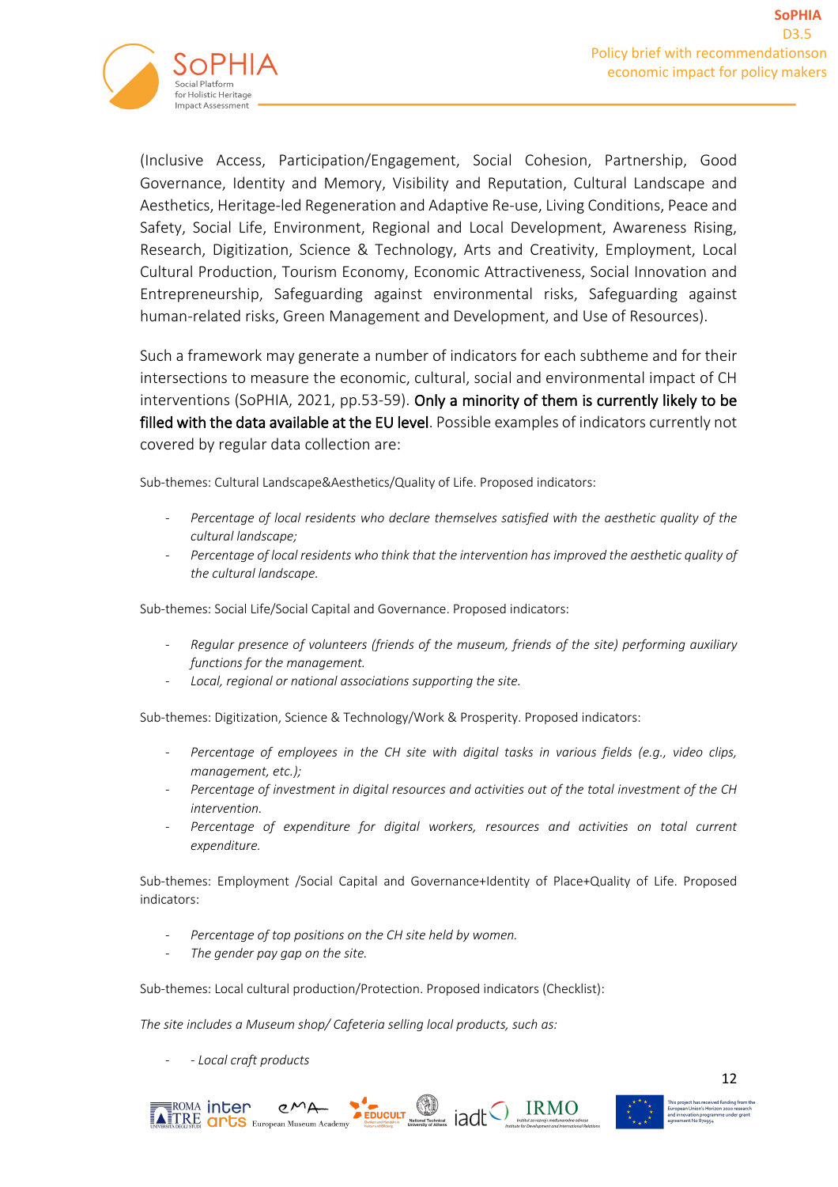(Inclusive Access, Participation/Engagement, Social Cohesion, Partnership, Good Governance, Identity and Memory, Visibility and Reputation, Cultural Landscape and Aesthetics, Heritage-led Regeneration and Adaptive Re-use, Living Conditions, Peace and Safety, Social Life, Environment, Regional and Local Development, Awareness Rising, Research, Digitization, Science & Technology, Arts and Creativity, Employment, Local Cultural Production, Tourism Economy, Economic Attractiveness, Social Innovation and Entrepreneurship, Safeguarding against environmental risks, Safeguarding against human-related risks, Green Management and Development, and Use of Resources).

Such a framework may generate a number of indicators for each subtheme and for their intersections to measure the economic, cultural, social and environmental impact of CH interventions (SoPHIA, 2021, pp.53-59). **Only a minority of them is currently likely to be filled with the data available at the EU level**. Possible examples of indicators currently not covered by regular data collection are:

Sub-themes: Cultural Landscape&Aesthetics/Quality of Life. Proposed indicators:

- *Percentage of local residents who declare themselves satisfied with the aesthetic quality of the cultural landscape;*
- *Percentage of local residents who think that the intervention has improved the aesthetic quality of the cultural landscape.*

Sub-themes: Social Life/Social Capital and Governance. Proposed indicators:

- *Regular presence of volunteers (friends of the museum, friends of the site) performing auxiliary functions for the management.*
- *Local, regional or national associations supporting the site.*

Sub-themes: Digitization, Science & Technology/Work & Prosperity. Proposed indicators:

- *Percentage of employees in the CH site with digital tasks in various fields (e.g., video clips, management, etc.);*
- *Percentage of investment in digital resources and activities out of the total investment of the CH intervention.*
- *Percentage of expenditure for digital workers, resources and activities on total current expenditure.*

Sub-themes: Employment /Social Capital and Governance+Identity of Place+Quality of Life. Proposed indicators:

- *Percentage of top positions on the CH site held by women.*
- *The gender pay gap on the site.*

Sub-themes: Local cultural production/Protection. Proposed indicators (Checklist):

*The site includes a Museum shop/ Cafeteria selling local products, such as:*

- *- Local craft products*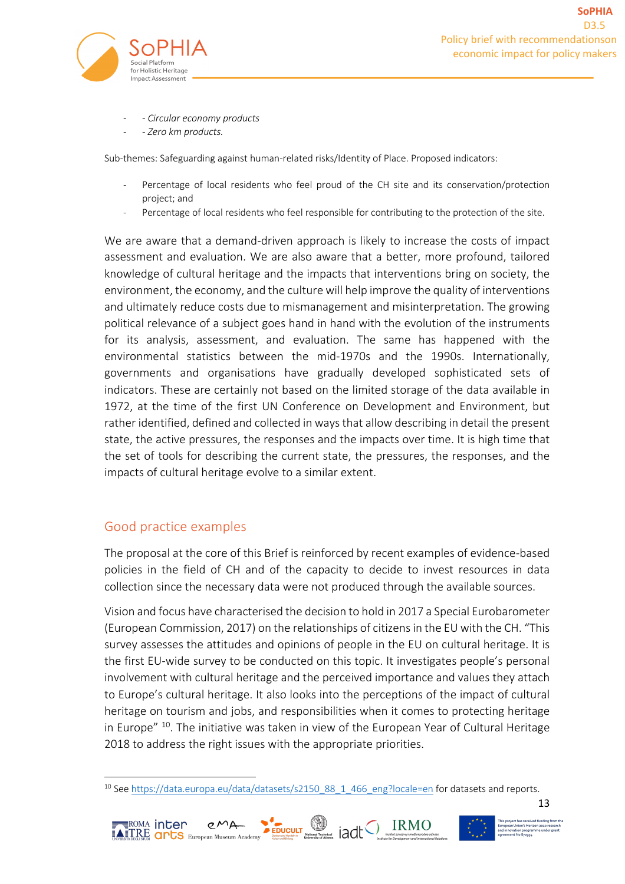- - *Circular economy products*
- - *Zero km products.*

Sub-themes: Safeguarding against human-related risks/Identity of Place. Proposed indicators:

- Percentage of local residents who feel proud of the CH site and its conservation/protection project; and
- Percentage of local residents who feel responsible for contributing to the protection of the site.

We are aware that a demand-driven approach is likely to increase the costs of impact assessment and evaluation. We are also aware that a better, more profound, tailored knowledge of cultural heritage and the impacts that interventions bring on society, the environment, the economy, and the culture will help improve the quality of interventions and ultimately reduce costs due to mismanagement and misinterpretation. The growing political relevance of a subject goes hand in hand with the evolution of the instruments for its analysis, assessment, and evaluation. The same has happened with the environmental statistics between the mid-1970s and the 1990s. Internationally, governments and organisations have gradually developed sophisticated sets of indicators. These are certainly not based on the limited storage of the data available in 1972, at the time of the first UN Conference on Development and Environment, but rather identified, defined and collected in ways that allow describing in detail the present state, the active pressures, the responses and the impacts over time. It is high time that the set of tools for describing the current state, the pressures, the responses, and the impacts of cultural heritage evolve to a similar extent.

## Good practice examples

The proposal at the core of this Brief is reinforced by recent examples of evidence-based policies in the field of CH and of the capacity to decide to invest resources in data collection since the necessary data were not produced through the available sources.

Vision and focus have characterised the decision to hold in 2017 a Special Eurobarometer (European Commission, 2017) on the relationships of citizens in the EU with the CH. "This survey assesses the attitudes and opinions of people in the EU on cultural heritage. It is the first EU-wide survey to be conducted on this topic. It investigates people's personal involvement with cultural heritage and the perceived importance and values they attach to Europe's cultural heritage. It also looks into the perceptions of the impact of cultural heritage on tourism and jobs, and responsibilities when it comes to protecting heritage in Europe" [10]. The initiative was taken in view of the European Year of Cultural Heritage 2018 to address the right issues with the appropriate priorities.

[10] See https://data.europa.eu/data/datasets/s2150_88_1_466_eng?locale=en for datasets and reports.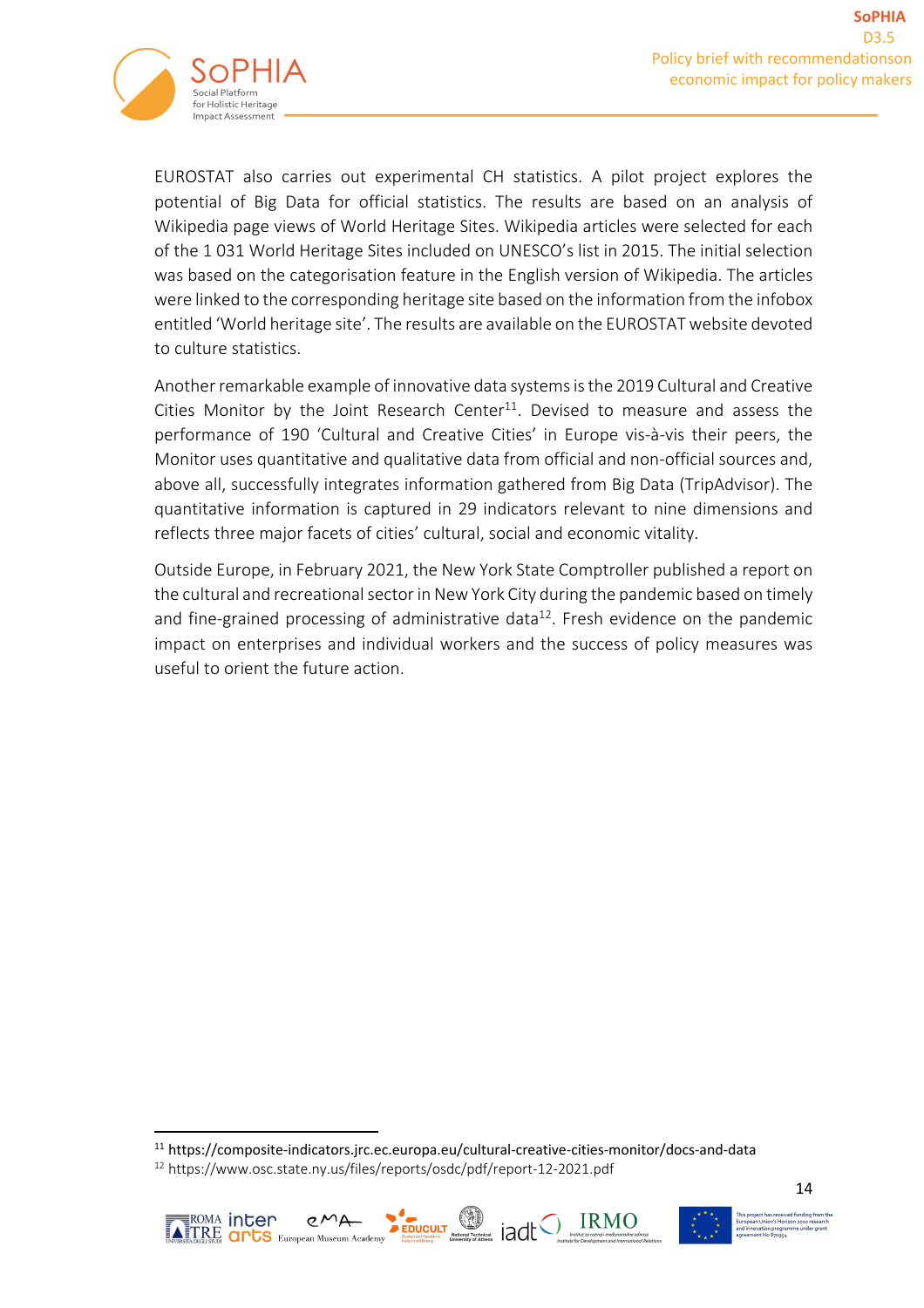EUROSTAT also carries out experimental CH statistics. A pilot project explores the potential of Big Data for official statistics. The results are based on an analysis of Wikipedia page views of World Heritage Sites. Wikipedia articles were selected for each of the 1 031 World Heritage Sites included on UNESCO's list in 2015. The initial selection was based on the categorisation feature in the English version of Wikipedia. The articles were linked to the corresponding heritage site based on the information from the infobox entitled 'World heritage site'. The results are available on the EUROSTAT website devoted to culture statistics.

Another remarkable example of innovative data systems is the 2019 Cultural and Creative Cities Monitor by the Joint Research Center[11]. Devised to measure and assess the performance of 190 'Cultural and Creative Cities' in Europe vis-à-vis their peers, the Monitor uses quantitative and qualitative data from official and non-official sources and, above all, successfully integrates information gathered from Big Data (TripAdvisor). The quantitative information is captured in 29 indicators relevant to nine dimensions and reflects three major facets of cities' cultural, social and economic vitality.

Outside Europe, in February 2021, the New York State Comptroller published a report on the cultural and recreational sector in New York City during the pandemic based on timely and fine-grained processing of administrative data[12]. Fresh evidence on the pandemic impact on enterprises and individual workers and the success of policy measures was useful to orient the future action.

[11] https://composite-indicators.jrc.ec.europa.eu/cultural-creative-cities-monitor/docs-and-data

[12] https://www.osc.state.ny.us/files/reports/osdc/pdf/report-12-2021.pdf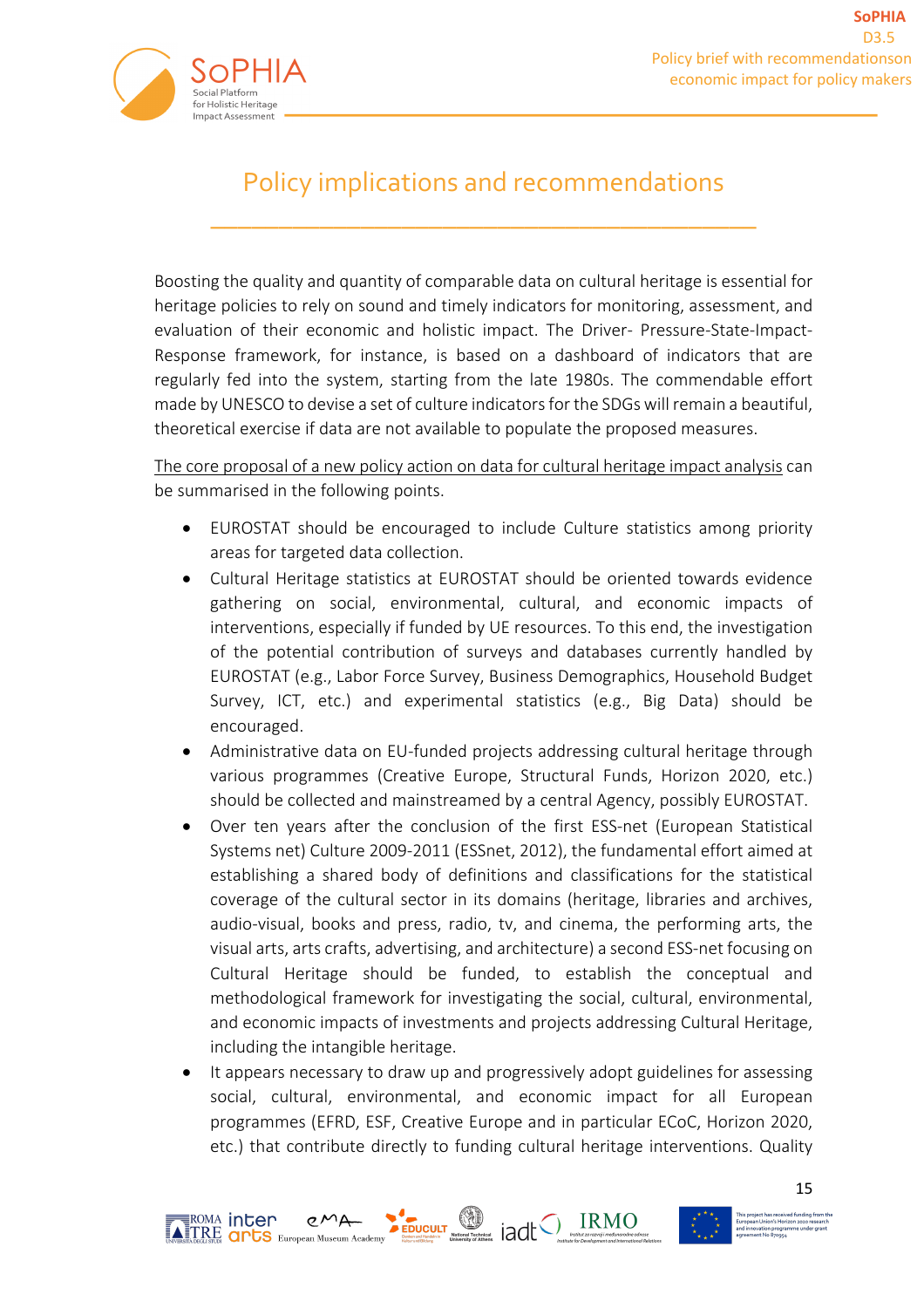# Policy implications and recommendations

Boosting the quality and quantity of comparable data on cultural heritage is essential for heritage policies to rely on sound and timely indicators for monitoring, assessment, and evaluation of their economic and holistic impact. The Driver- Pressure-State-Impact-Response framework, for instance, is based on a dashboard of indicators that are regularly fed into the system, starting from the late 1980s. The commendable effort made by UNESCO to devise a set of culture indicators for the SDGs will remain a beautiful, theoretical exercise if data are not available to populate the proposed measures.

<u>The core proposal of a new policy action on data for cultural heritage impact analysis</u> can be summarised in the following points.

- EUROSTAT should be encouraged to include Culture statistics among priority areas for targeted data collection.
- Cultural Heritage statistics at EUROSTAT should be oriented towards evidence gathering on social, environmental, cultural, and economic impacts of interventions, especially if funded by UE resources. To this end, the investigation of the potential contribution of surveys and databases currently handled by EUROSTAT (e.g., Labor Force Survey, Business Demographics, Household Budget Survey, ICT, etc.) and experimental statistics (e.g., Big Data) should be encouraged.
- Administrative data on EU-funded projects addressing cultural heritage through various programmes (Creative Europe, Structural Funds, Horizon 2020, etc.) should be collected and mainstreamed by a central Agency, possibly EUROSTAT.
- Over ten years after the conclusion of the first ESS-net (European Statistical Systems net) Culture 2009-2011 (ESSnet, 2012), the fundamental effort aimed at establishing a shared body of definitions and classifications for the statistical coverage of the cultural sector in its domains (heritage, libraries and archives, audio-visual, books and press, radio, tv, and cinema, the performing arts, the visual arts, arts crafts, advertising, and architecture) a second ESS-net focusing on Cultural Heritage should be funded, to establish the conceptual and methodological framework for investigating the social, cultural, environmental, and economic impacts of investments and projects addressing Cultural Heritage, including the intangible heritage.
- It appears necessary to draw up and progressively adopt guidelines for assessing social, cultural, environmental, and economic impact for all European programmes (EFRD, ESF, Creative Europe and in particular ECoC, Horizon 2020, etc.) that contribute directly to funding cultural heritage interventions. Quality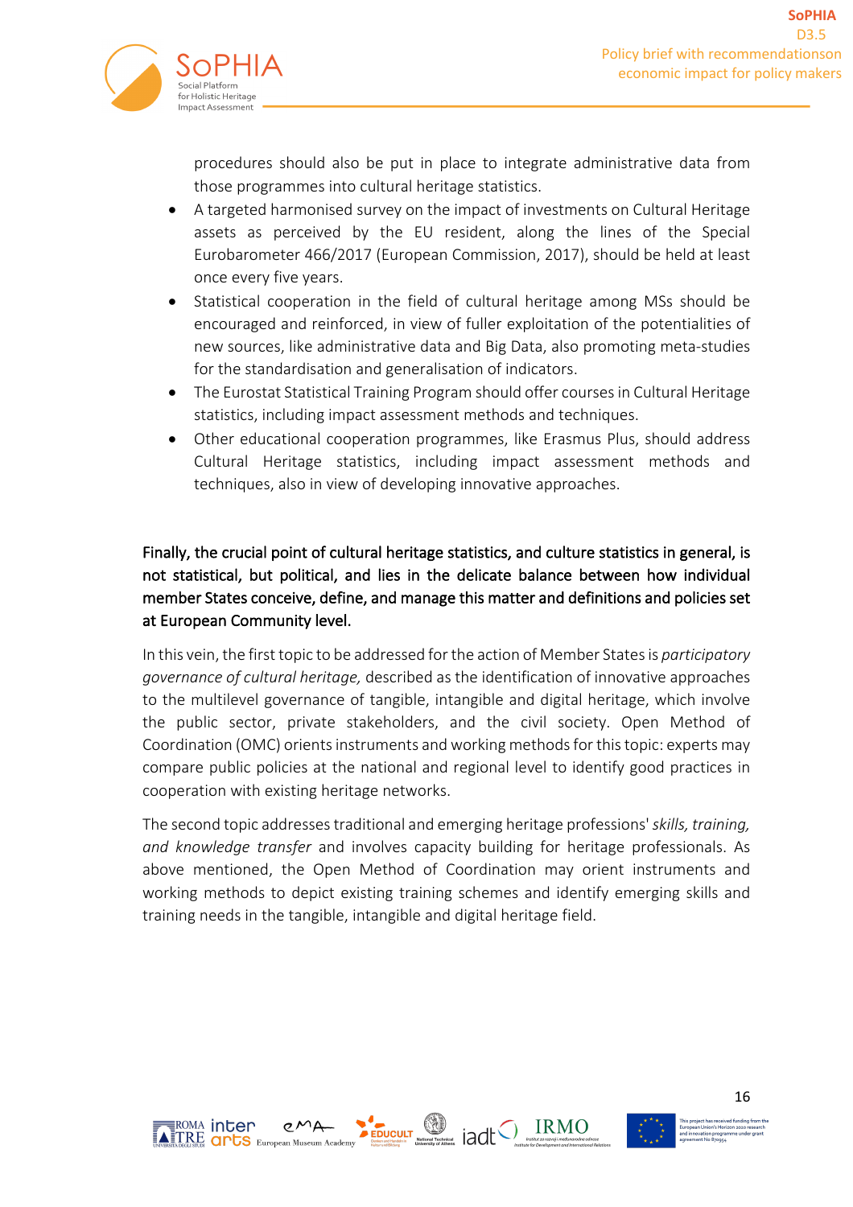procedures should also be put in place to integrate administrative data from those programmes into cultural heritage statistics.

- A targeted harmonised survey on the impact of investments on Cultural Heritage assets as perceived by the EU resident, along the lines of the Special Eurobarometer 466/2017 (European Commission, 2017), should be held at least once every five years.
- Statistical cooperation in the field of cultural heritage among MSs should be encouraged and reinforced, in view of fuller exploitation of the potentialities of new sources, like administrative data and Big Data, also promoting meta-studies for the standardisation and generalisation of indicators.
- The Eurostat Statistical Training Program should offer courses in Cultural Heritage statistics, including impact assessment methods and techniques.
- Other educational cooperation programmes, like Erasmus Plus, should address Cultural Heritage statistics, including impact assessment methods and techniques, also in view of developing innovative approaches.

**Finally, the crucial point of cultural heritage statistics, and culture statistics in general, is not statistical, but political, and lies in the delicate balance between how individual member States conceive, define, and manage this matter and definitions and policies set at European Community level.**

In this vein, the first topic to be addressed for the action of Member States is *participatory governance of cultural heritage,* described as the identification of innovative approaches to the multilevel governance of tangible, intangible and digital heritage, which involve the public sector, private stakeholders, and the civil society. Open Method of Coordination (OMC) orients instruments and working methods for this topic: experts may compare public policies at the national and regional level to identify good practices in cooperation with existing heritage networks.

The second topic addresses traditional and emerging heritage professions' *skills, training, and knowledge transfer* and involves capacity building for heritage professionals. As above mentioned, the Open Method of Coordination may orient instruments and working methods to depict existing training schemes and identify emerging skills and training needs in the tangible, intangible and digital heritage field.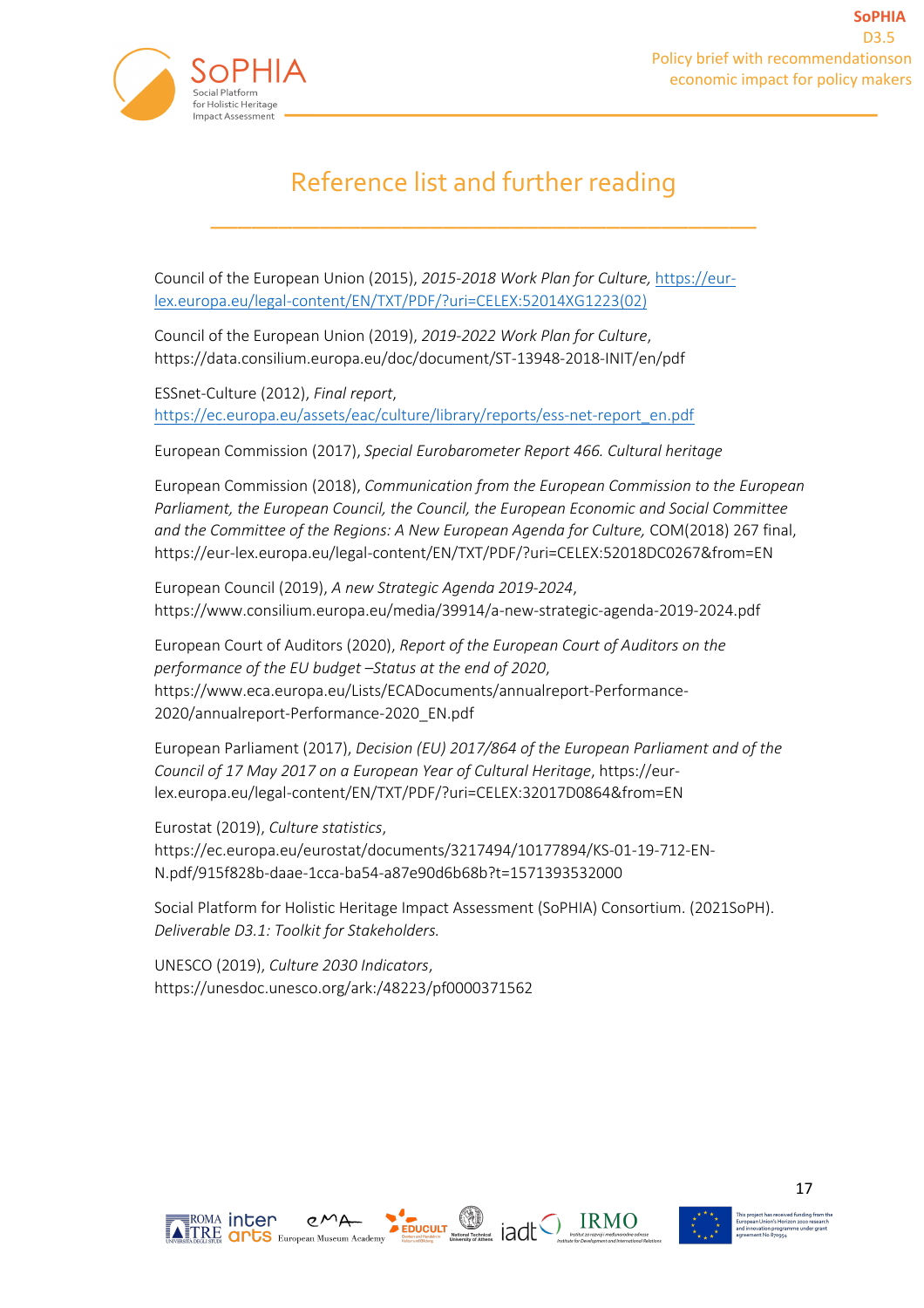# Reference list and further reading

Council of the European Union (2015), *2015-2018 Work Plan for Culture,* https://eur-lex.europa.eu/legal-content/EN/TXT/PDF/?uri=CELEX:52014XG1223(02)

Council of the European Union (2019), *2019-2022 Work Plan for Culture*, https://data.consilium.europa.eu/doc/document/ST-13948-2018-INIT/en/pdf

ESSnet-Culture (2012), *Final report*, https://ec.europa.eu/assets/eac/culture/library/reports/ess-net-report_en.pdf

European Commission (2017), *Special Eurobarometer Report 466. Cultural heritage*

European Commission (2018), *Communication from the European Commission to the European Parliament, the European Council, the Council, the European Economic and Social Committee and the Committee of the Regions: A New European Agenda for Culture,* COM(2018) 267 final, https://eur-lex.europa.eu/legal-content/EN/TXT/PDF/?uri=CELEX:52018DC0267&from=EN

European Council (2019), *A new Strategic Agenda 2019-2024*, https://www.consilium.europa.eu/media/39914/a-new-strategic-agenda-2019-2024.pdf

European Court of Auditors (2020), *Report of the European Court of Auditors on the performance of the EU budget –Status at the end of 2020*, https://www.eca.europa.eu/Lists/ECADocuments/annualreport-Performance-2020/annualreport-Performance-2020_EN.pdf

European Parliament (2017), *Decision (EU) 2017/864 of the European Parliament and of the Council of 17 May 2017 on a European Year of Cultural Heritage*, https://eur-lex.europa.eu/legal-content/EN/TXT/PDF/?uri=CELEX:32017D0864&from=EN

Eurostat (2019), *Culture statistics*, https://ec.europa.eu/eurostat/documents/3217494/10177894/KS-01-19-712-EN-N.pdf/915f828b-daae-1cca-ba54-a87e90d6b68b?t=1571393532000

Social Platform for Holistic Heritage Impact Assessment (SoPHIA) Consortium. (2021SoPH). *Deliverable D3.1: Toolkit for Stakeholders.*

UNESCO (2019), *Culture 2030 Indicators*, https://unesdoc.unesco.org/ark:/48223/pf0000371562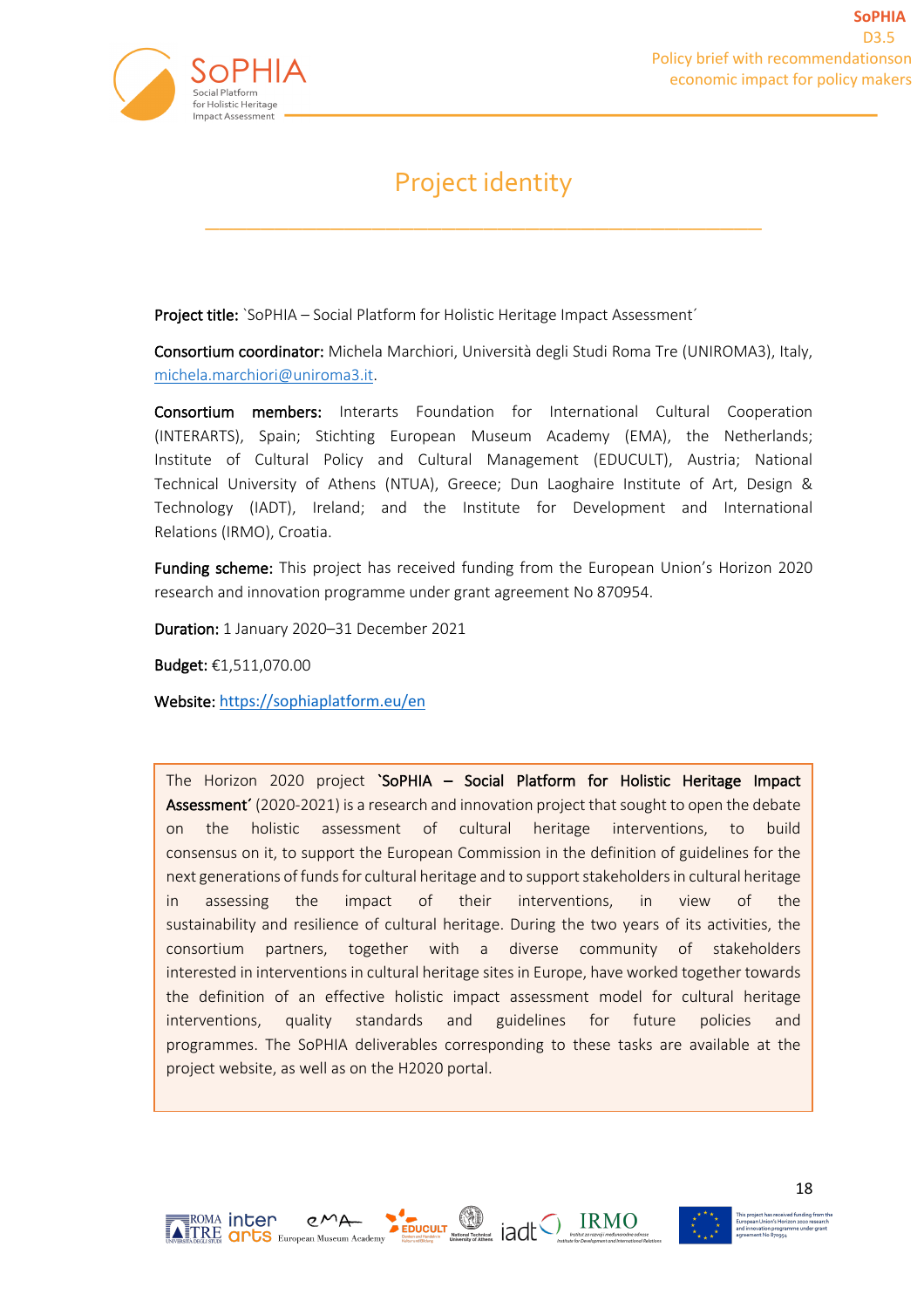# Project identity

**Project title:** `SoPHIA – Social Platform for Holistic Heritage Impact Assessment´

**Consortium coordinator:** Michela Marchiori, Università degli Studi Roma Tre (UNIROMA3), Italy, michela.marchiori@uniroma3.it.

**Consortium members:** Interarts Foundation for International Cultural Cooperation (INTERARTS), Spain; Stichting European Museum Academy (EMA), the Netherlands; Institute of Cultural Policy and Cultural Management (EDUCULT), Austria; National Technical University of Athens (NTUA), Greece; Dun Laoghaire Institute of Art, Design & Technology (IADT), Ireland; and the Institute for Development and International Relations (IRMO), Croatia.

**Funding scheme:** This project has received funding from the European Union's Horizon 2020 research and innovation programme under grant agreement No 870954.

**Duration:** 1 January 2020–31 December 2021

**Budget:** €1,511,070.00

**Website:** https://sophiaplatform.eu/en

The Horizon 2020 project **`SoPHIA – Social Platform for Holistic Heritage Impact Assessment´** (2020-2021) is a research and innovation project that sought to open the debate on the holistic assessment of cultural heritage interventions, to build consensus on it, to support the European Commission in the definition of guidelines for the next generations of funds for cultural heritage and to support stakeholders in cultural heritage in assessing the impact of their interventions, in view of the sustainability and resilience of cultural heritage. During the two years of its activities, the consortium partners, together with a diverse community of stakeholders interested in interventions in cultural heritage sites in Europe, have worked together towards the definition of an effective holistic impact assessment model for cultural heritage interventions, quality standards and guidelines for future policies and programmes. The SoPHIA deliverables corresponding to these tasks are available at the project website, as well as on the H2020 portal.